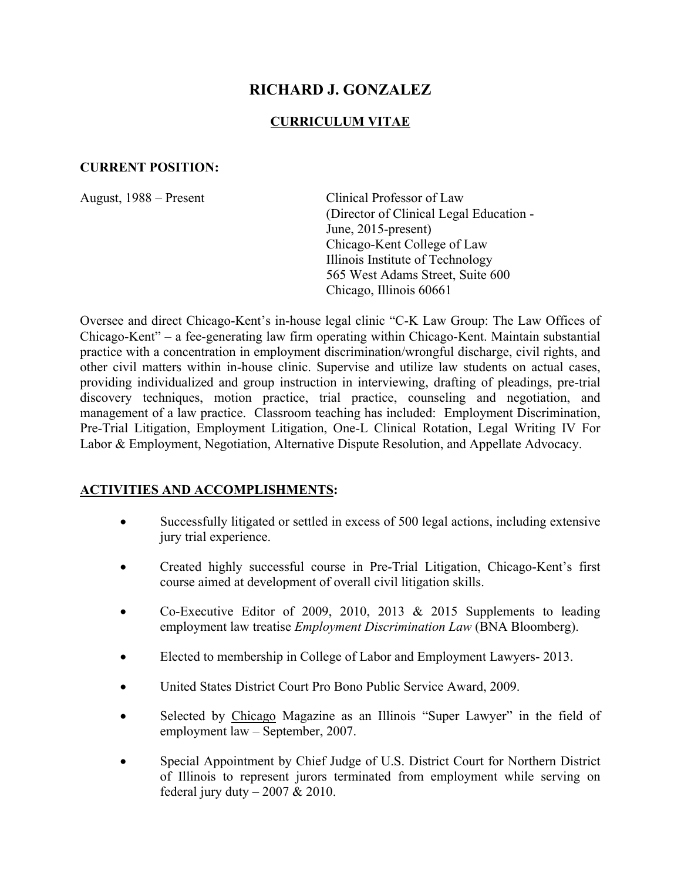# RICHARD J. GONZALEZ

## CURRICULUM VITAE

**CURRENT POSITION:**

| | |
|---|---|
| August, 1988 – Present | Clinical Professor of Law<br>(Director of Clinical Legal Education - June, 2015-present)<br>Chicago-Kent College of Law<br>Illinois Institute of Technology<br>565 West Adams Street, Suite 600<br>Chicago, Illinois 60661 |

Oversee and direct Chicago-Kent's in-house legal clinic "C-K Law Group: The Law Offices of Chicago-Kent" – a fee-generating law firm operating within Chicago-Kent. Maintain substantial practice with a concentration in employment discrimination/wrongful discharge, civil rights, and other civil matters within in-house clinic. Supervise and utilize law students on actual cases, providing individualized and group instruction in interviewing, drafting of pleadings, pre-trial discovery techniques, motion practice, trial practice, counseling and negotiation, and management of a law practice. Classroom teaching has included: Employment Discrimination, Pre-Trial Litigation, Employment Litigation, One-L Clinical Rotation, Legal Writing IV For Labor & Employment, Negotiation, Alternative Dispute Resolution, and Appellate Advocacy.

**ACTIVITIES AND ACCOMPLISHMENTS:**

- Successfully litigated or settled in excess of 500 legal actions, including extensive jury trial experience.
- Created highly successful course in Pre-Trial Litigation, Chicago-Kent's first course aimed at development of overall civil litigation skills.
- Co-Executive Editor of 2009, 2010, 2013 & 2015 Supplements to leading employment law treatise *Employment Discrimination Law* (BNA Bloomberg).
- Elected to membership in College of Labor and Employment Lawyers- 2013.
- United States District Court Pro Bono Public Service Award, 2009.
- Selected by Chicago Magazine as an Illinois "Super Lawyer" in the field of employment law – September, 2007.
- Special Appointment by Chief Judge of U.S. District Court for Northern District of Illinois to represent jurors terminated from employment while serving on federal jury duty – 2007 & 2010.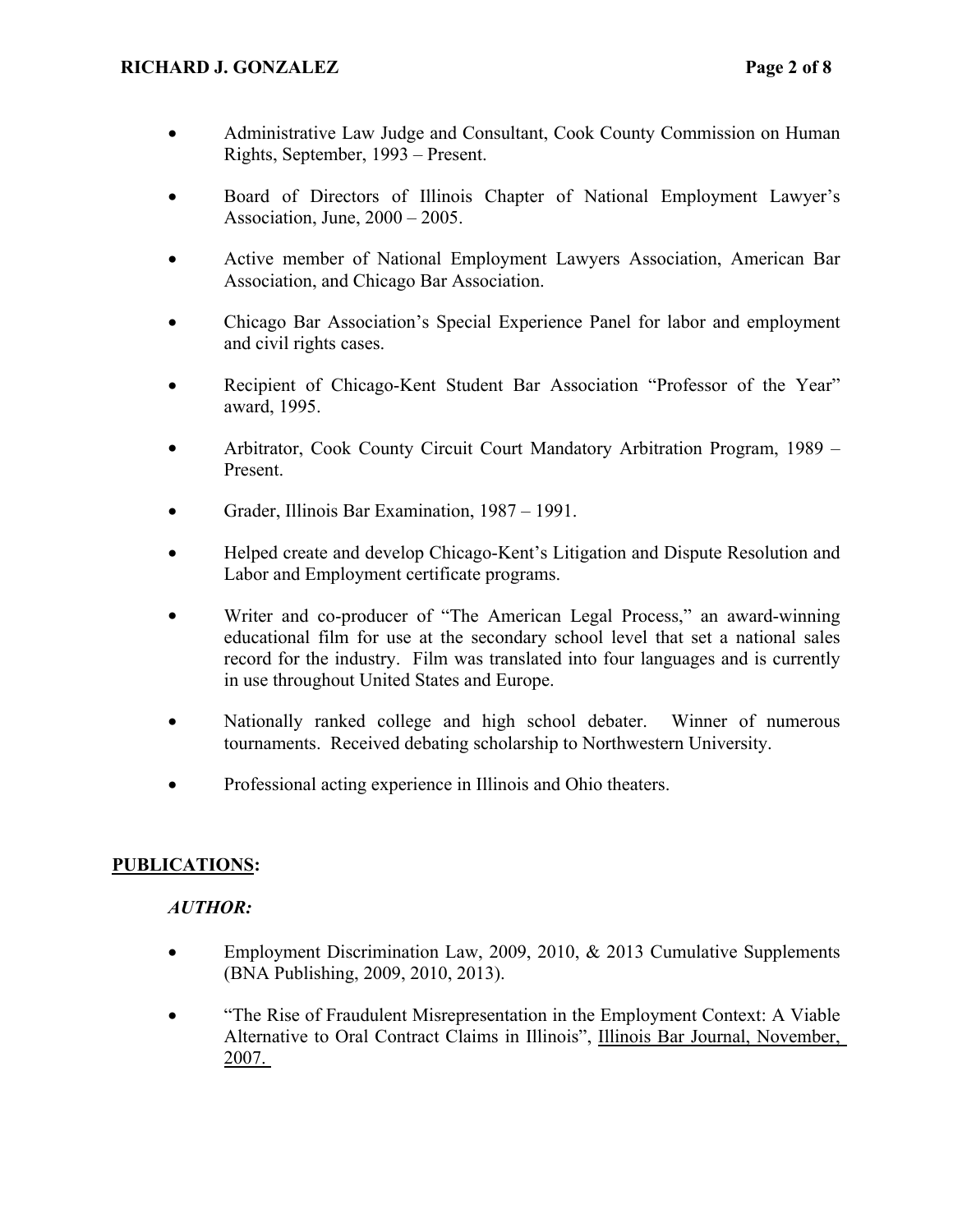- Administrative Law Judge and Consultant, Cook County Commission on Human Rights, September, 1993 – Present.
- Board of Directors of Illinois Chapter of National Employment Lawyer's Association, June, 2000 – 2005.
- Active member of National Employment Lawyers Association, American Bar Association, and Chicago Bar Association.
- Chicago Bar Association's Special Experience Panel for labor and employment and civil rights cases.
- Recipient of Chicago-Kent Student Bar Association "Professor of the Year" award, 1995.
- Arbitrator, Cook County Circuit Court Mandatory Arbitration Program, 1989 – Present.
- Grader, Illinois Bar Examination, 1987 – 1991.
- Helped create and develop Chicago-Kent's Litigation and Dispute Resolution and Labor and Employment certificate programs.
- Writer and co-producer of "The American Legal Process," an award-winning educational film for use at the secondary school level that set a national sales record for the industry. Film was translated into four languages and is currently in use throughout United States and Europe.
- Nationally ranked college and high school debater. Winner of numerous tournaments. Received debating scholarship to Northwestern University.
- Professional acting experience in Illinois and Ohio theaters.

## PUBLICATIONS:

### *AUTHOR:*

- Employment Discrimination Law, 2009, 2010, & 2013 Cumulative Supplements (BNA Publishing, 2009, 2010, 2013).
- "The Rise of Fraudulent Misrepresentation in the Employment Context: A Viable Alternative to Oral Contract Claims in Illinois", Illinois Bar Journal, November, 2007.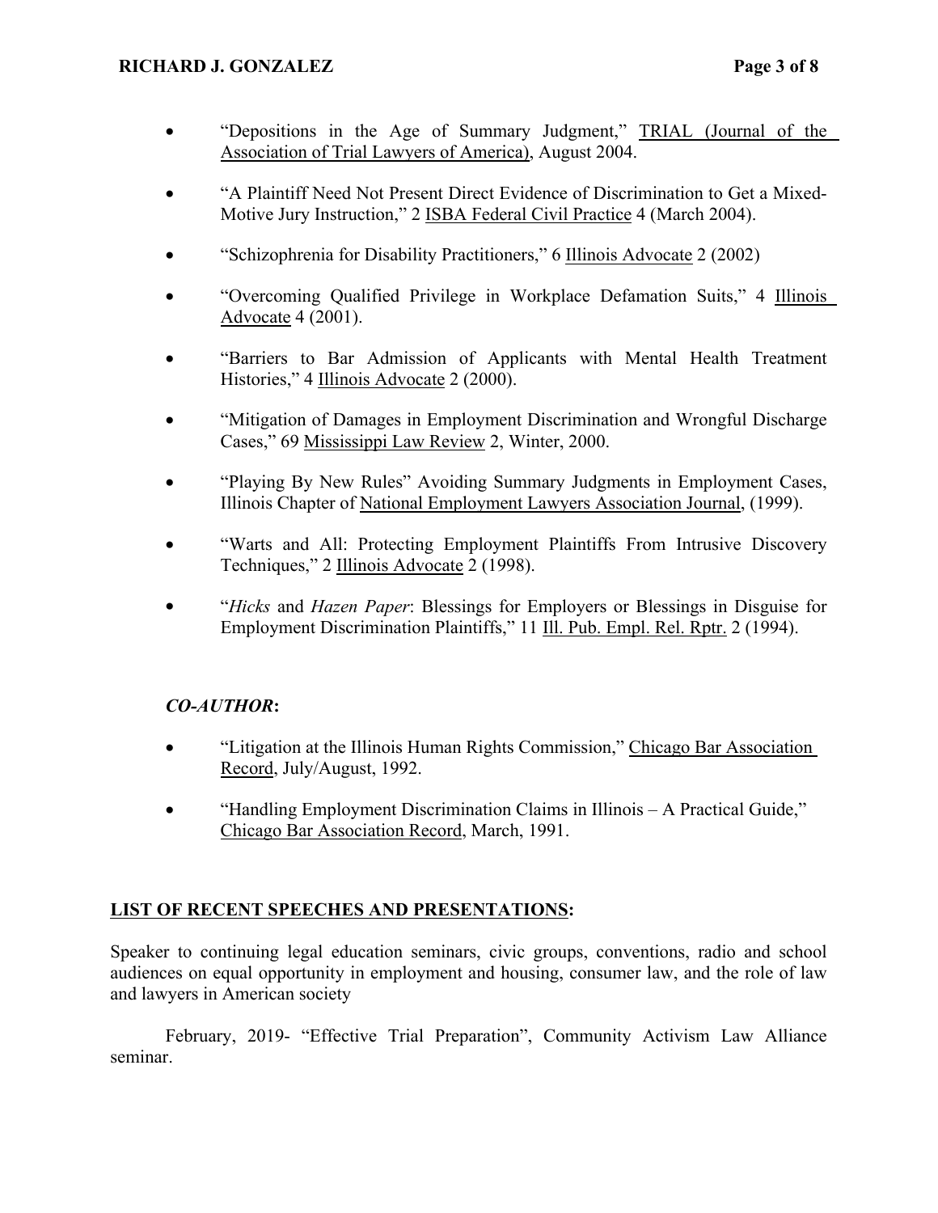- "Depositions in the Age of Summary Judgment," TRIAL (Journal of the Association of Trial Lawyers of America), August 2004.

- "A Plaintiff Need Not Present Direct Evidence of Discrimination to Get a Mixed-Motive Jury Instruction," 2 ISBA Federal Civil Practice 4 (March 2004).

- "Schizophrenia for Disability Practitioners," 6 Illinois Advocate 2 (2002)

- "Overcoming Qualified Privilege in Workplace Defamation Suits," 4 Illinois Advocate 4 (2001).

- "Barriers to Bar Admission of Applicants with Mental Health Treatment Histories," 4 Illinois Advocate 2 (2000).

- "Mitigation of Damages in Employment Discrimination and Wrongful Discharge Cases," 69 Mississippi Law Review 2, Winter, 2000.

- "Playing By New Rules" Avoiding Summary Judgments in Employment Cases, Illinois Chapter of National Employment Lawyers Association Journal, (1999).

- "Warts and All: Protecting Employment Plaintiffs From Intrusive Discovery Techniques," 2 Illinois Advocate 2 (1998).

- "*Hicks* and *Hazen Paper*: Blessings for Employers or Blessings in Disguise for Employment Discrimination Plaintiffs," 11 Ill. Pub. Empl. Rel. Rptr. 2 (1994).

***CO-AUTHOR*:**

- "Litigation at the Illinois Human Rights Commission," Chicago Bar Association Record, July/August, 1992.

- "Handling Employment Discrimination Claims in Illinois – A Practical Guide," Chicago Bar Association Record, March, 1991.

## LIST OF RECENT SPEECHES AND PRESENTATIONS:

Speaker to continuing legal education seminars, civic groups, conventions, radio and school audiences on equal opportunity in employment and housing, consumer law, and the role of law and lawyers in American society

February, 2019- "Effective Trial Preparation", Community Activism Law Alliance seminar.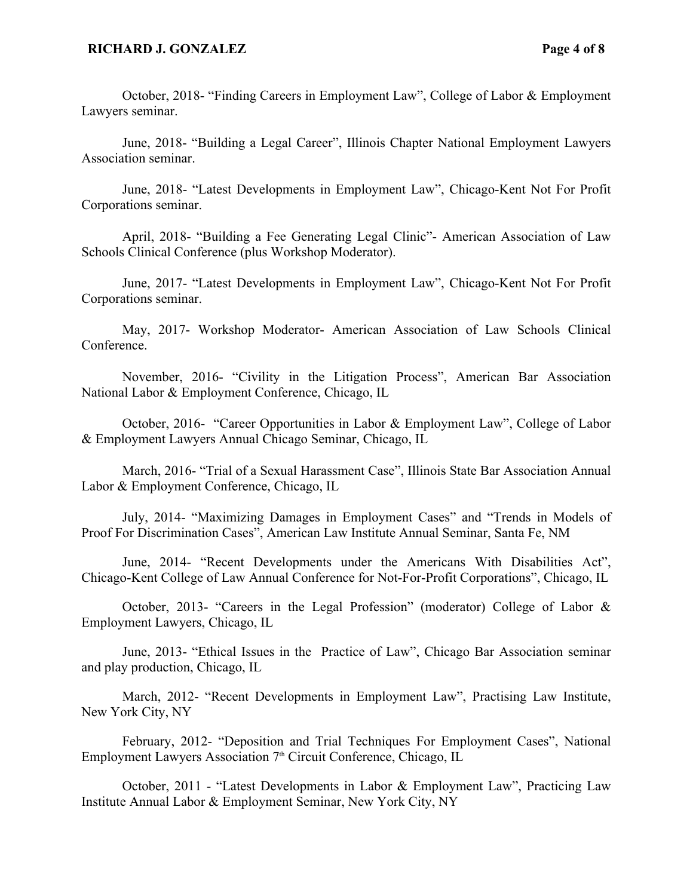October, 2018- “Finding Careers in Employment Law”, College of Labor & Employment Lawyers seminar.

June, 2018- “Building a Legal Career”, Illinois Chapter National Employment Lawyers Association seminar.

June, 2018- “Latest Developments in Employment Law”, Chicago-Kent Not For Profit Corporations seminar.

April, 2018- “Building a Fee Generating Legal Clinic”- American Association of Law Schools Clinical Conference (plus Workshop Moderator).

June, 2017- “Latest Developments in Employment Law”, Chicago-Kent Not For Profit Corporations seminar.

May, 2017- Workshop Moderator- American Association of Law Schools Clinical Conference.

November, 2016- “Civility in the Litigation Process”, American Bar Association National Labor & Employment Conference, Chicago, IL

October, 2016- “Career Opportunities in Labor & Employment Law”, College of Labor & Employment Lawyers Annual Chicago Seminar, Chicago, IL

March, 2016- “Trial of a Sexual Harassment Case”, Illinois State Bar Association Annual Labor & Employment Conference, Chicago, IL

July, 2014- “Maximizing Damages in Employment Cases” and “Trends in Models of Proof For Discrimination Cases”, American Law Institute Annual Seminar, Santa Fe, NM

June, 2014- “Recent Developments under the Americans With Disabilities Act”, Chicago-Kent College of Law Annual Conference for Not-For-Profit Corporations”, Chicago, IL

October, 2013- “Careers in the Legal Profession” (moderator) College of Labor & Employment Lawyers, Chicago, IL

June, 2013- “Ethical Issues in the Practice of Law”, Chicago Bar Association seminar and play production, Chicago, IL

March, 2012- “Recent Developments in Employment Law”, Practising Law Institute, New York City, NY

February, 2012- “Deposition and Trial Techniques For Employment Cases”, National Employment Lawyers Association 7th Circuit Conference, Chicago, IL

October, 2011 - “Latest Developments in Labor & Employment Law”, Practicing Law Institute Annual Labor & Employment Seminar, New York City, NY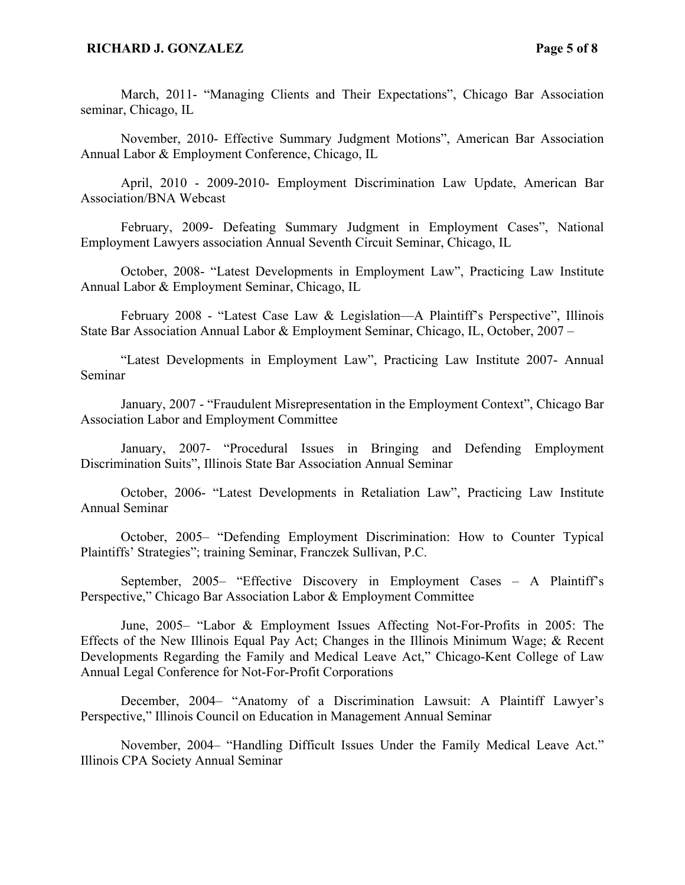March, 2011- “Managing Clients and Their Expectations”, Chicago Bar Association seminar, Chicago, IL

November, 2010- Effective Summary Judgment Motions”, American Bar Association Annual Labor & Employment Conference, Chicago, IL

April, 2010 - 2009-2010- Employment Discrimination Law Update, American Bar Association/BNA Webcast

February, 2009- Defeating Summary Judgment in Employment Cases”, National Employment Lawyers association Annual Seventh Circuit Seminar, Chicago, IL

October, 2008- “Latest Developments in Employment Law”, Practicing Law Institute Annual Labor & Employment Seminar, Chicago, IL

February 2008 - “Latest Case Law & Legislation—A Plaintiff’s Perspective”, Illinois State Bar Association Annual Labor & Employment Seminar, Chicago, IL, October, 2007 –

“Latest Developments in Employment Law”, Practicing Law Institute 2007- Annual Seminar

January, 2007 - “Fraudulent Misrepresentation in the Employment Context”, Chicago Bar Association Labor and Employment Committee

January, 2007- “Procedural Issues in Bringing and Defending Employment Discrimination Suits”, Illinois State Bar Association Annual Seminar

October, 2006- “Latest Developments in Retaliation Law”, Practicing Law Institute Annual Seminar

October, 2005– “Defending Employment Discrimination: How to Counter Typical Plaintiffs’ Strategies”; training Seminar, Franczek Sullivan, P.C.

September, 2005– “Effective Discovery in Employment Cases – A Plaintiff’s Perspective,” Chicago Bar Association Labor & Employment Committee

June, 2005– “Labor & Employment Issues Affecting Not-For-Profits in 2005: The Effects of the New Illinois Equal Pay Act; Changes in the Illinois Minimum Wage; & Recent Developments Regarding the Family and Medical Leave Act,” Chicago-Kent College of Law Annual Legal Conference for Not-For-Profit Corporations

December, 2004– “Anatomy of a Discrimination Lawsuit: A Plaintiff Lawyer’s Perspective,” Illinois Council on Education in Management Annual Seminar

November, 2004– “Handling Difficult Issues Under the Family Medical Leave Act.” Illinois CPA Society Annual Seminar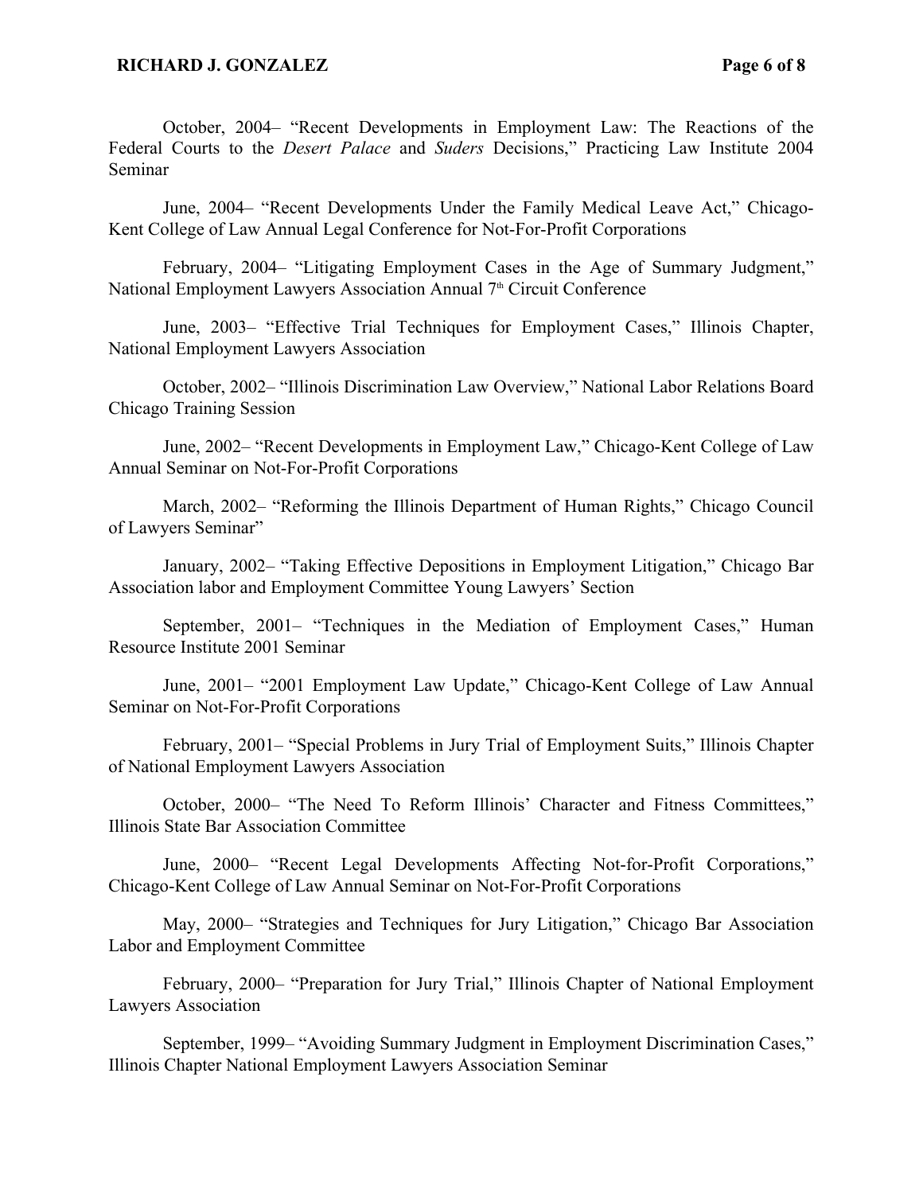October, 2004– "Recent Developments in Employment Law: The Reactions of the Federal Courts to the *Desert Palace* and *Suders* Decisions," Practicing Law Institute 2004 Seminar

June, 2004– "Recent Developments Under the Family Medical Leave Act," Chicago-Kent College of Law Annual Legal Conference for Not-For-Profit Corporations

February, 2004– "Litigating Employment Cases in the Age of Summary Judgment," National Employment Lawyers Association Annual 7th Circuit Conference

June, 2003– "Effective Trial Techniques for Employment Cases," Illinois Chapter, National Employment Lawyers Association

October, 2002– "Illinois Discrimination Law Overview," National Labor Relations Board Chicago Training Session

June, 2002– "Recent Developments in Employment Law," Chicago-Kent College of Law Annual Seminar on Not-For-Profit Corporations

March, 2002– "Reforming the Illinois Department of Human Rights," Chicago Council of Lawyers Seminar"

January, 2002– "Taking Effective Depositions in Employment Litigation," Chicago Bar Association labor and Employment Committee Young Lawyers' Section

September, 2001– "Techniques in the Mediation of Employment Cases," Human Resource Institute 2001 Seminar

June, 2001– "2001 Employment Law Update," Chicago-Kent College of Law Annual Seminar on Not-For-Profit Corporations

February, 2001– "Special Problems in Jury Trial of Employment Suits," Illinois Chapter of National Employment Lawyers Association

October, 2000– "The Need To Reform Illinois' Character and Fitness Committees," Illinois State Bar Association Committee

June, 2000– "Recent Legal Developments Affecting Not-for-Profit Corporations," Chicago-Kent College of Law Annual Seminar on Not-For-Profit Corporations

May, 2000– "Strategies and Techniques for Jury Litigation," Chicago Bar Association Labor and Employment Committee

February, 2000– "Preparation for Jury Trial," Illinois Chapter of National Employment Lawyers Association

September, 1999– "Avoiding Summary Judgment in Employment Discrimination Cases," Illinois Chapter National Employment Lawyers Association Seminar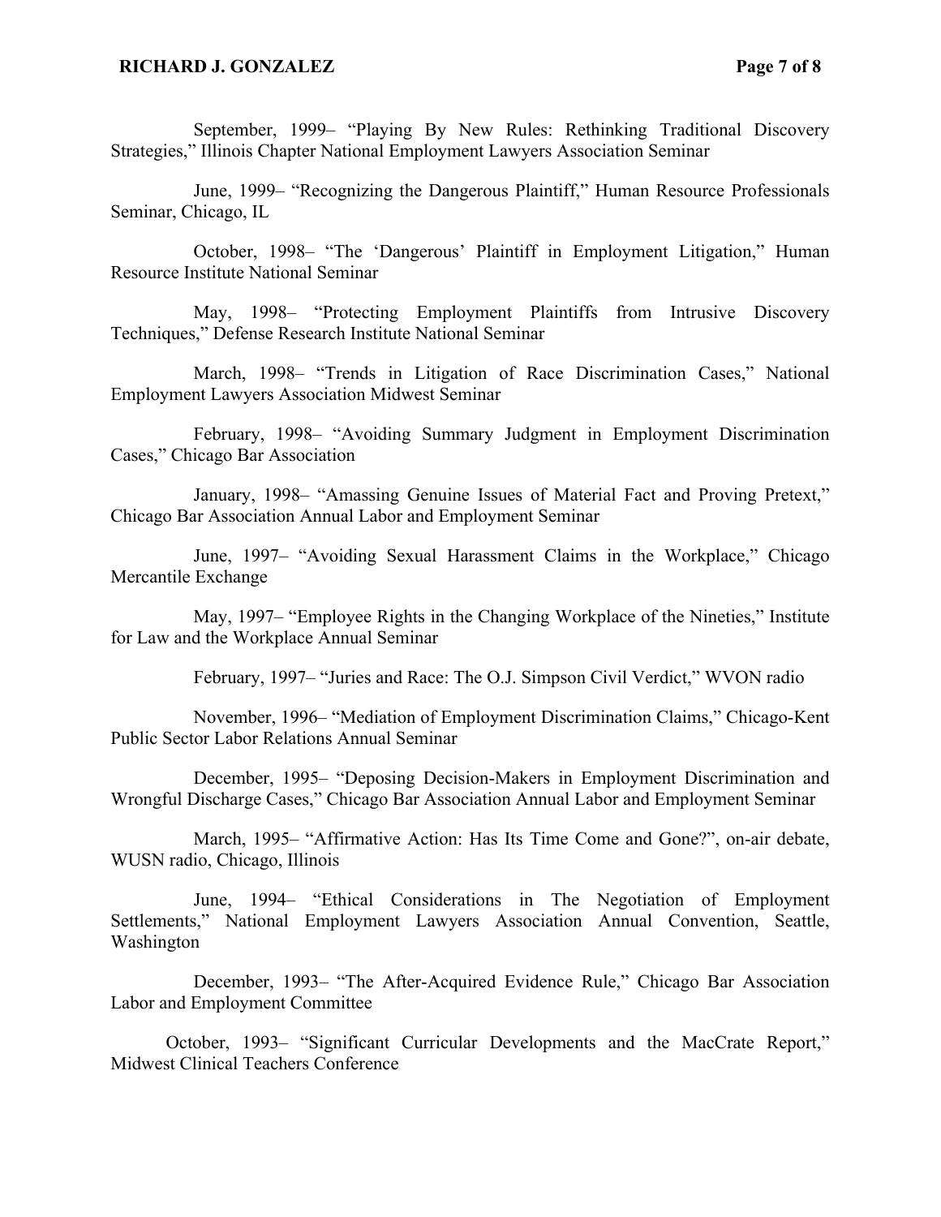September, 1999– "Playing By New Rules: Rethinking Traditional Discovery Strategies," Illinois Chapter National Employment Lawyers Association Seminar

June, 1999– "Recognizing the Dangerous Plaintiff," Human Resource Professionals Seminar, Chicago, IL

October, 1998– "The 'Dangerous' Plaintiff in Employment Litigation," Human Resource Institute National Seminar

May, 1998– "Protecting Employment Plaintiffs from Intrusive Discovery Techniques," Defense Research Institute National Seminar

March, 1998– "Trends in Litigation of Race Discrimination Cases," National Employment Lawyers Association Midwest Seminar

February, 1998– "Avoiding Summary Judgment in Employment Discrimination Cases," Chicago Bar Association

January, 1998– "Amassing Genuine Issues of Material Fact and Proving Pretext," Chicago Bar Association Annual Labor and Employment Seminar

June, 1997– "Avoiding Sexual Harassment Claims in the Workplace," Chicago Mercantile Exchange

May, 1997– "Employee Rights in the Changing Workplace of the Nineties," Institute for Law and the Workplace Annual Seminar

February, 1997– "Juries and Race: The O.J. Simpson Civil Verdict," WVON radio

November, 1996– "Mediation of Employment Discrimination Claims," Chicago-Kent Public Sector Labor Relations Annual Seminar

December, 1995– "Deposing Decision-Makers in Employment Discrimination and Wrongful Discharge Cases," Chicago Bar Association Annual Labor and Employment Seminar

March, 1995– "Affirmative Action: Has Its Time Come and Gone?", on-air debate, WUSN radio, Chicago, Illinois

June, 1994– "Ethical Considerations in The Negotiation of Employment Settlements," National Employment Lawyers Association Annual Convention, Seattle, Washington

December, 1993– "The After-Acquired Evidence Rule," Chicago Bar Association Labor and Employment Committee

October, 1993– "Significant Curricular Developments and the MacCrate Report," Midwest Clinical Teachers Conference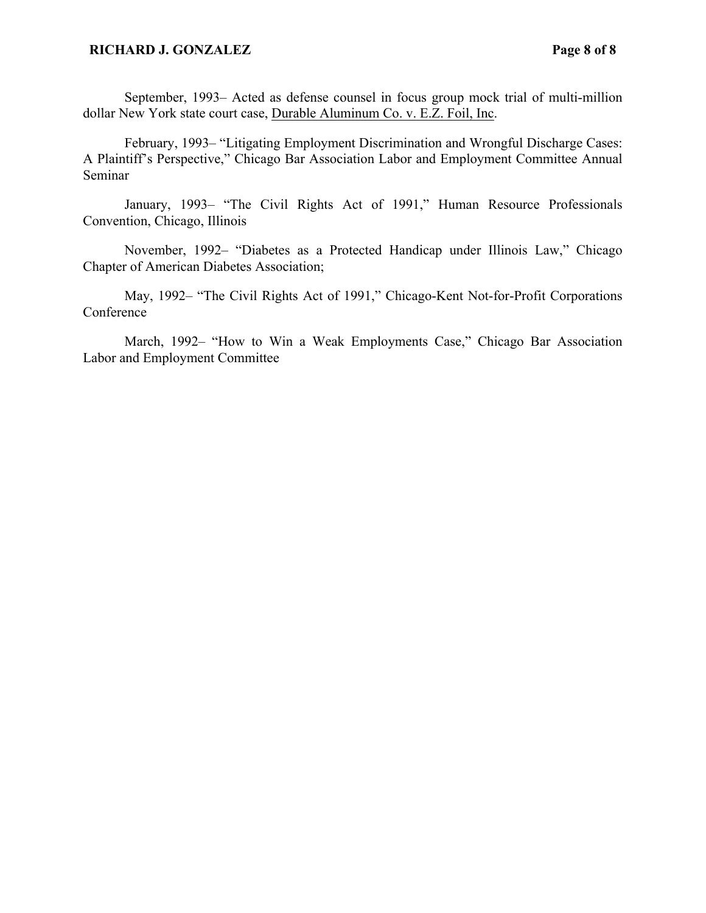September, 1993– Acted as defense counsel in focus group mock trial of multi-million dollar New York state court case, Durable Aluminum Co. v. E.Z. Foil, Inc.

February, 1993– "Litigating Employment Discrimination and Wrongful Discharge Cases: A Plaintiff's Perspective," Chicago Bar Association Labor and Employment Committee Annual Seminar

January, 1993– "The Civil Rights Act of 1991," Human Resource Professionals Convention, Chicago, Illinois

November, 1992– "Diabetes as a Protected Handicap under Illinois Law," Chicago Chapter of American Diabetes Association;

May, 1992– "The Civil Rights Act of 1991," Chicago-Kent Not-for-Profit Corporations Conference

March, 1992– "How to Win a Weak Employments Case," Chicago Bar Association Labor and Employment Committee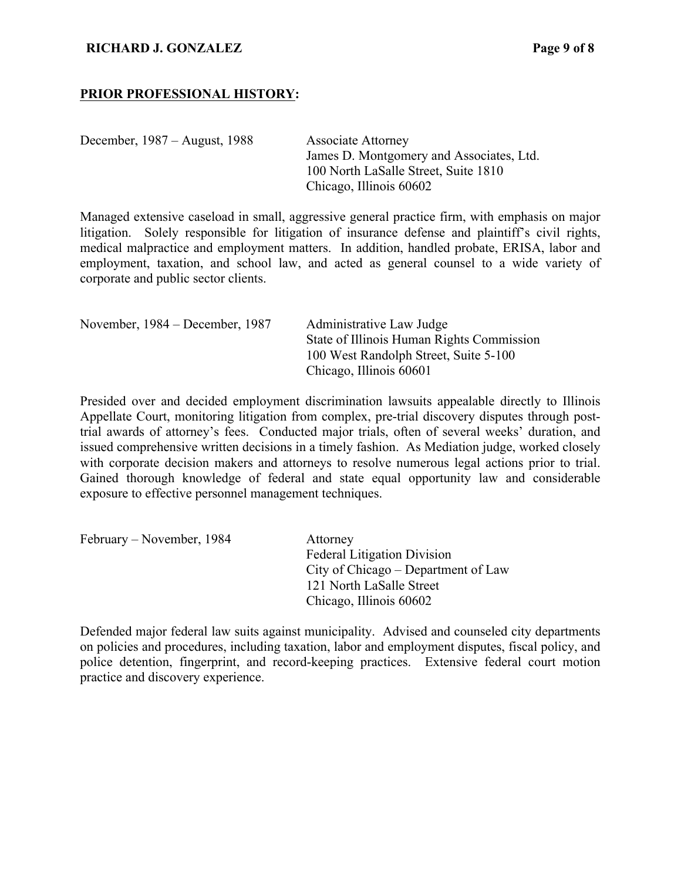## PRIOR PROFESSIONAL HISTORY:

December, 1987 – August, 1988

Associate Attorney
James D. Montgomery and Associates, Ltd.
100 North LaSalle Street, Suite 1810
Chicago, Illinois 60602

Managed extensive caseload in small, aggressive general practice firm, with emphasis on major litigation. Solely responsible for litigation of insurance defense and plaintiff's civil rights, medical malpractice and employment matters. In addition, handled probate, ERISA, labor and employment, taxation, and school law, and acted as general counsel to a wide variety of corporate and public sector clients.

November, 1984 – December, 1987

Administrative Law Judge
State of Illinois Human Rights Commission
100 West Randolph Street, Suite 5-100
Chicago, Illinois 60601

Presided over and decided employment discrimination lawsuits appealable directly to Illinois Appellate Court, monitoring litigation from complex, pre-trial discovery disputes through post-trial awards of attorney's fees. Conducted major trials, often of several weeks' duration, and issued comprehensive written decisions in a timely fashion. As Mediation judge, worked closely with corporate decision makers and attorneys to resolve numerous legal actions prior to trial. Gained thorough knowledge of federal and state equal opportunity law and considerable exposure to effective personnel management techniques.

February – November, 1984

Attorney
Federal Litigation Division
City of Chicago – Department of Law
121 North LaSalle Street
Chicago, Illinois 60602

Defended major federal law suits against municipality. Advised and counseled city departments on policies and procedures, including taxation, labor and employment disputes, fiscal policy, and police detention, fingerprint, and record-keeping practices. Extensive federal court motion practice and discovery experience.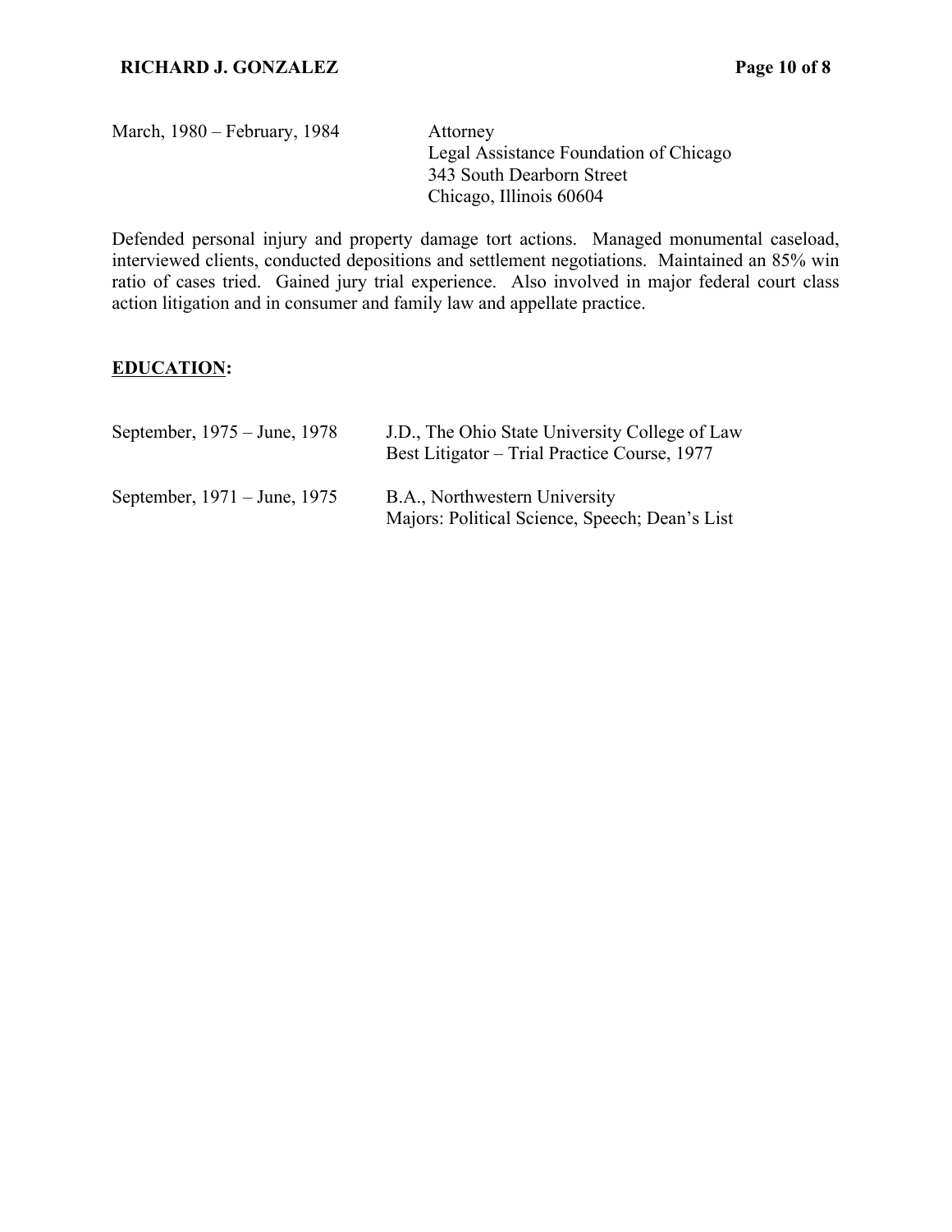March, 1980 – February, 1984

Attorney
Legal Assistance Foundation of Chicago
343 South Dearborn Street
Chicago, Illinois 60604

Defended personal injury and property damage tort actions. Managed monumental caseload, interviewed clients, conducted depositions and settlement negotiations. Maintained an 85% win ratio of cases tried. Gained jury trial experience. Also involved in major federal court class action litigation and in consumer and family law and appellate practice.

## EDUCATION:

| | |
|---|---|
| September, 1975 – June, 1978 | J.D., The Ohio State University College of Law<br>Best Litigator – Trial Practice Course, 1977 |
| September, 1971 – June, 1975 | B.A., Northwestern University<br>Majors: Political Science, Speech; Dean's List |